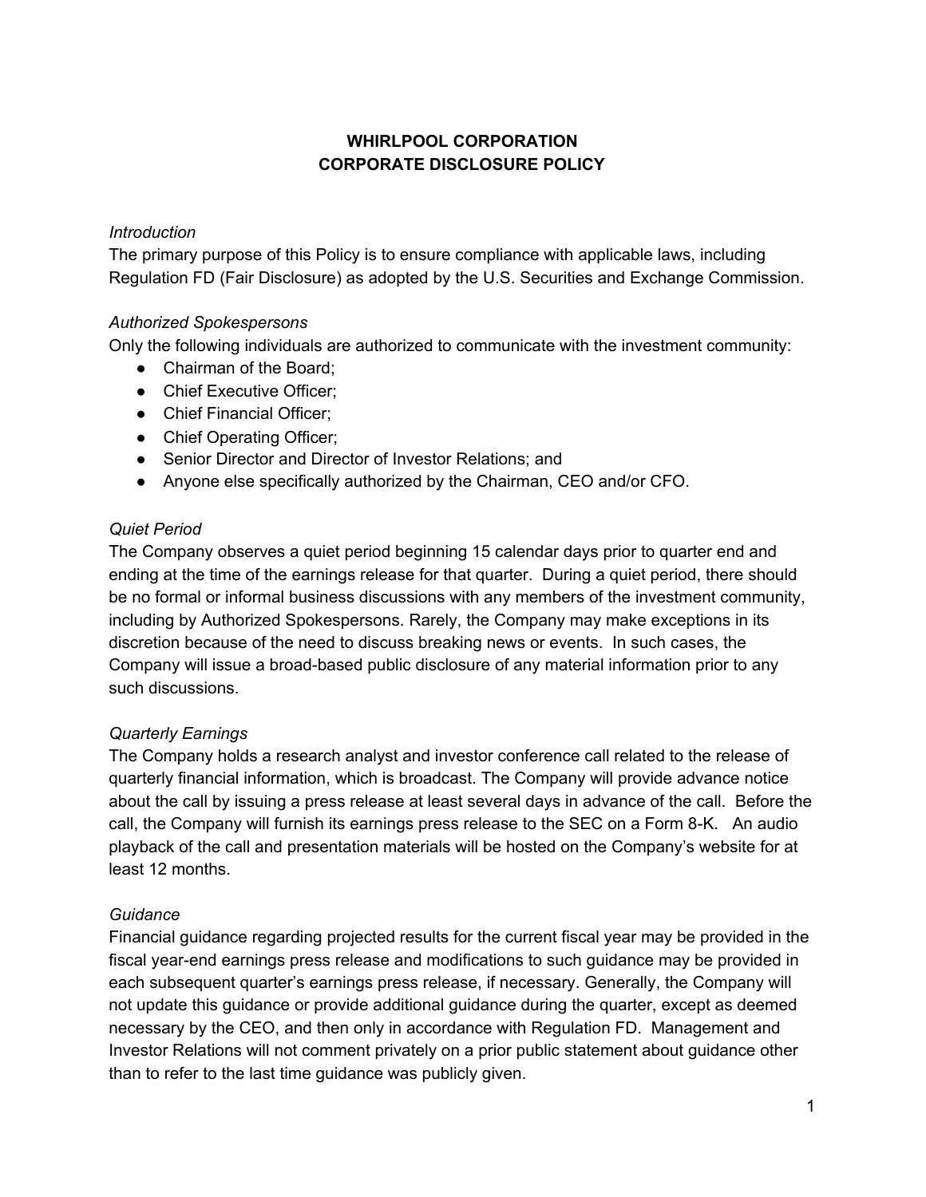# WHIRLPOOL CORPORATION
# CORPORATE DISCLOSURE POLICY

*Introduction*

The primary purpose of this Policy is to ensure compliance with applicable laws, including Regulation FD (Fair Disclosure) as adopted by the U.S. Securities and Exchange Commission.

*Authorized Spokespersons*

Only the following individuals are authorized to communicate with the investment community:

- Chairman of the Board;
- Chief Executive Officer;
- Chief Financial Officer;
- Chief Operating Officer;
- Senior Director and Director of Investor Relations; and
- Anyone else specifically authorized by the Chairman, CEO and/or CFO.

*Quiet Period*

The Company observes a quiet period beginning 15 calendar days prior to quarter end and ending at the time of the earnings release for that quarter. During a quiet period, there should be no formal or informal business discussions with any members of the investment community, including by Authorized Spokespersons. Rarely, the Company may make exceptions in its discretion because of the need to discuss breaking news or events. In such cases, the Company will issue a broad-based public disclosure of any material information prior to any such discussions.

*Quarterly Earnings*

The Company holds a research analyst and investor conference call related to the release of quarterly financial information, which is broadcast. The Company will provide advance notice about the call by issuing a press release at least several days in advance of the call. Before the call, the Company will furnish its earnings press release to the SEC on a Form 8-K. An audio playback of the call and presentation materials will be hosted on the Company's website for at least 12 months.

*Guidance*

Financial guidance regarding projected results for the current fiscal year may be provided in the fiscal year-end earnings press release and modifications to such guidance may be provided in each subsequent quarter's earnings press release, if necessary. Generally, the Company will not update this guidance or provide additional guidance during the quarter, except as deemed necessary by the CEO, and then only in accordance with Regulation FD. Management and Investor Relations will not comment privately on a prior public statement about guidance other than to refer to the last time guidance was publicly given.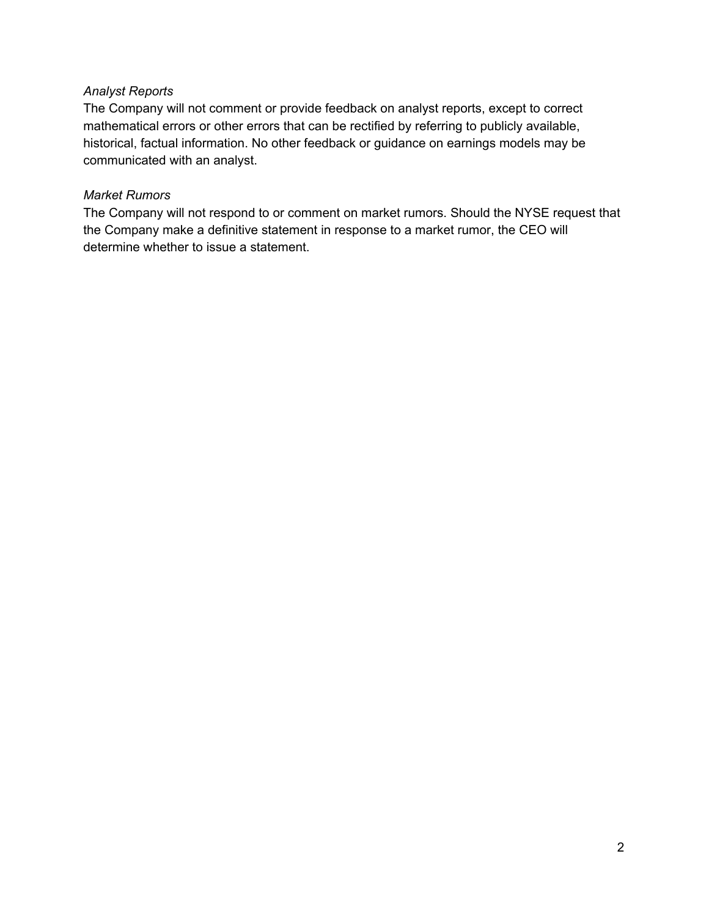*Analyst Reports*

The Company will not comment or provide feedback on analyst reports, except to correct mathematical errors or other errors that can be rectified by referring to publicly available, historical, factual information. No other feedback or guidance on earnings models may be communicated with an analyst.

*Market Rumors*

The Company will not respond to or comment on market rumors. Should the NYSE request that the Company make a definitive statement in response to a market rumor, the CEO will determine whether to issue a statement.